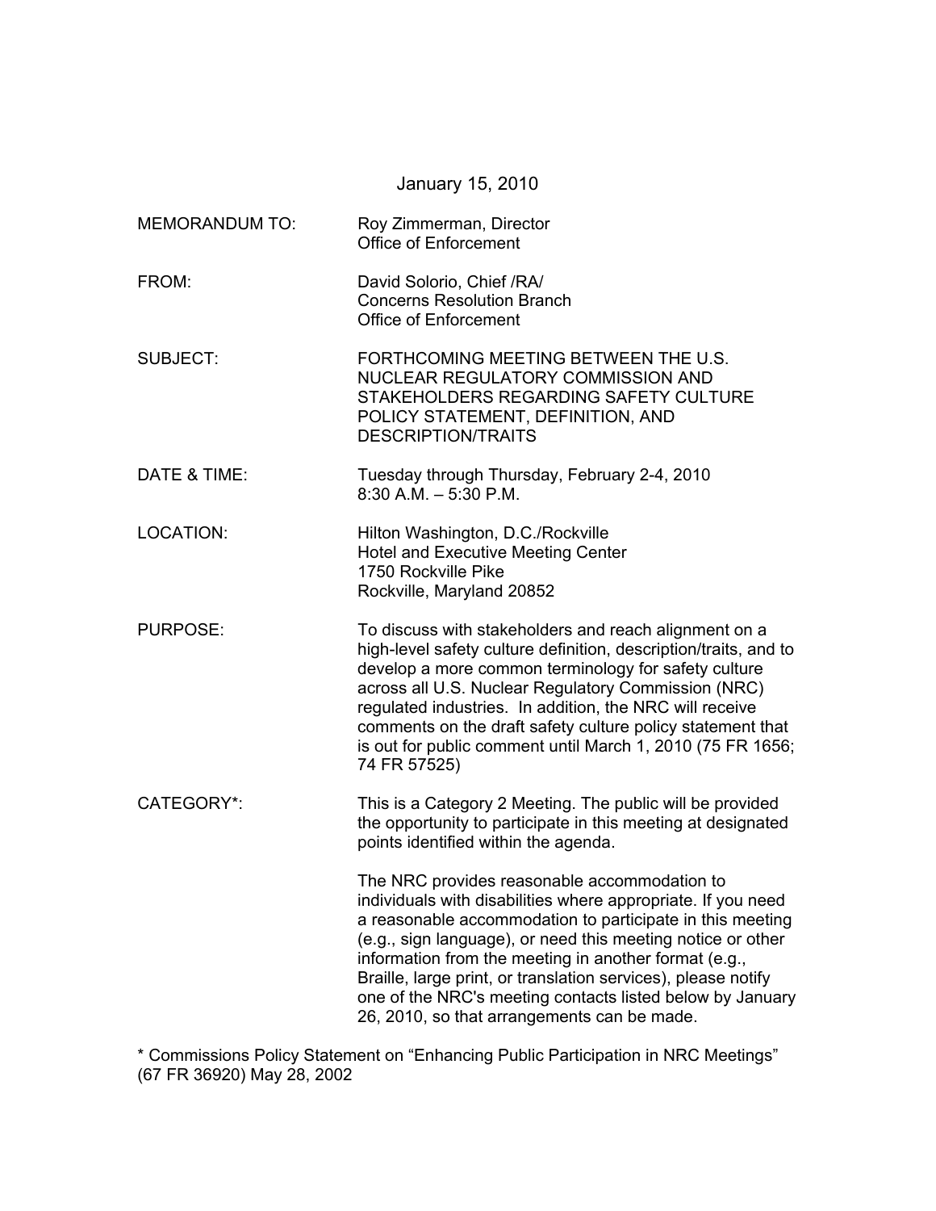January 15, 2010

MEMORANDUM TO: Roy Zimmerman, Director
Office of Enforcement

FROM: David Solorio, Chief /RA/
Concerns Resolution Branch
Office of Enforcement

SUBJECT: FORTHCOMING MEETING BETWEEN THE U.S. NUCLEAR REGULATORY COMMISSION AND STAKEHOLDERS REGARDING SAFETY CULTURE POLICY STATEMENT, DEFINITION, AND DESCRIPTION/TRAITS

DATE & TIME: Tuesday through Thursday, February 2-4, 2010
8:30 A.M. – 5:30 P.M.

LOCATION: Hilton Washington, D.C./Rockville
Hotel and Executive Meeting Center
1750 Rockville Pike
Rockville, Maryland 20852

PURPOSE: To discuss with stakeholders and reach alignment on a high-level safety culture definition, description/traits, and to develop a more common terminology for safety culture across all U.S. Nuclear Regulatory Commission (NRC) regulated industries. In addition, the NRC will receive comments on the draft safety culture policy statement that is out for public comment until March 1, 2010 (75 FR 1656; 74 FR 57525)

CATEGORY*: This is a Category 2 Meeting. The public will be provided the opportunity to participate in this meeting at designated points identified within the agenda.

The NRC provides reasonable accommodation to individuals with disabilities where appropriate. If you need a reasonable accommodation to participate in this meeting (e.g., sign language), or need this meeting notice or other information from the meeting in another format (e.g., Braille, large print, or translation services), please notify one of the NRC's meeting contacts listed below by January 26, 2010, so that arrangements can be made.

\* Commissions Policy Statement on "Enhancing Public Participation in NRC Meetings" (67 FR 36920) May 28, 2002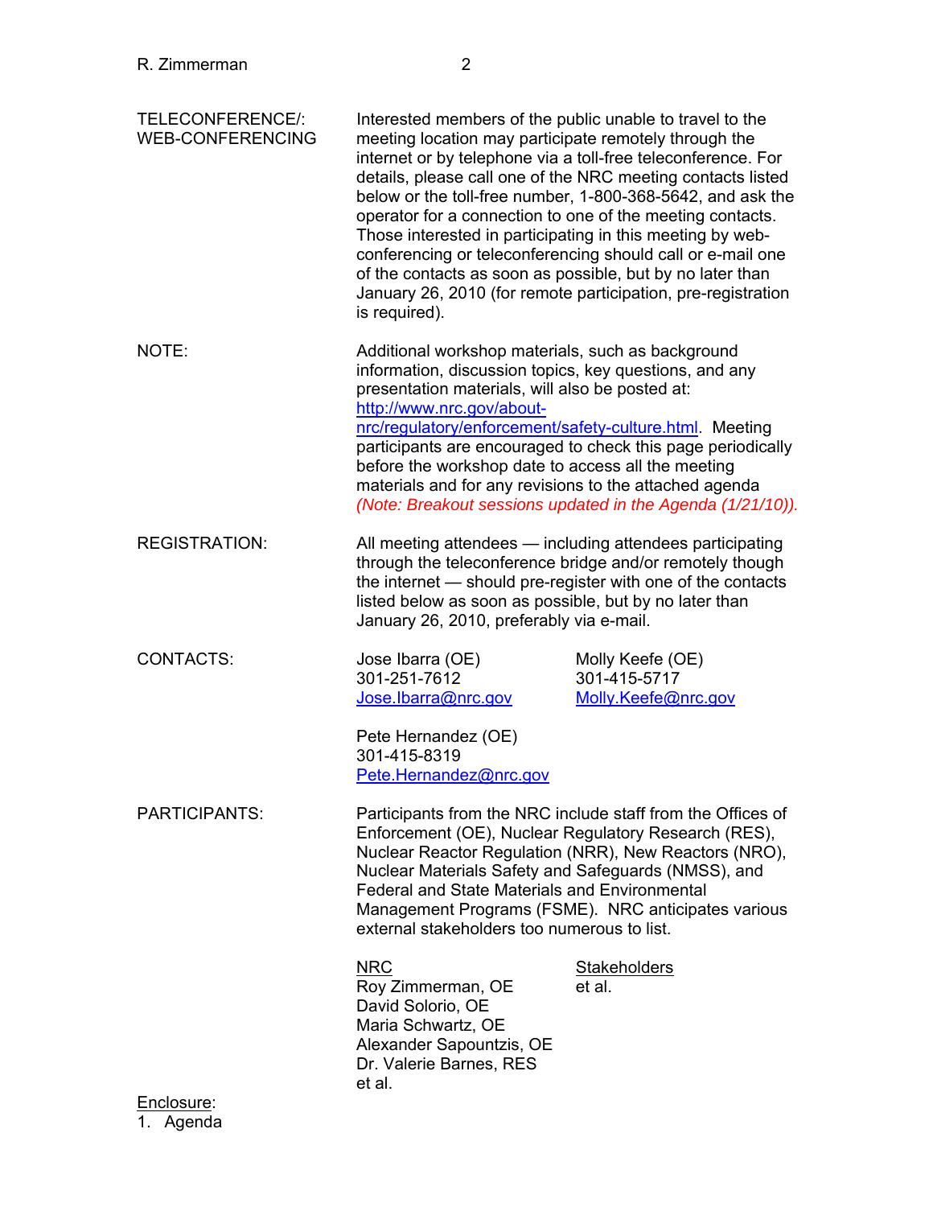**TELECONFERENCE/: WEB-CONFERENCING**

Interested members of the public unable to travel to the meeting location may participate remotely through the internet or by telephone via a toll-free teleconference. For details, please call one of the NRC meeting contacts listed below or the toll-free number, 1-800-368-5642, and ask the operator for a connection to one of the meeting contacts. Those interested in participating in this meeting by web-conferencing or teleconferencing should call or e-mail one of the contacts as soon as possible, but by no later than January 26, 2010 (for remote participation, pre-registration is required).

**NOTE:**

Additional workshop materials, such as background information, discussion topics, key questions, and any presentation materials, will also be posted at: [http://www.nrc.gov/about-nrc/regulatory/enforcement/safety-culture.html](http://www.nrc.gov/about-nrc/regulatory/enforcement/safety-culture.html). Meeting participants are encouraged to check this page periodically before the workshop date to access all the meeting materials and for any revisions to the attached agenda *(Note: Breakout sessions updated in the Agenda (1/21/10)).*

**REGISTRATION:**

All meeting attendees — including attendees participating through the teleconference bridge and/or remotely though the internet — should pre-register with one of the contacts listed below as soon as possible, but by no later than January 26, 2010, preferably via e-mail.

**CONTACTS:**

Jose Ibarra (OE)
301-251-7612
Jose.Ibarra@nrc.gov

Molly Keefe (OE)
301-415-5717
Molly.Keefe@nrc.gov

Pete Hernandez (OE)
301-415-8319
Pete.Hernandez@nrc.gov

**PARTICIPANTS:**

Participants from the NRC include staff from the Offices of Enforcement (OE), Nuclear Regulatory Research (RES), Nuclear Reactor Regulation (NRR), New Reactors (NRO), Nuclear Materials Safety and Safeguards (NMSS), and Federal and State Materials and Environmental Management Programs (FSME). NRC anticipates various external stakeholders too numerous to list.

| NRC | Stakeholders |
|---|---|
| Roy Zimmerman, OE | et al. |
| David Solorio, OE | |
| Maria Schwartz, OE | |
| Alexander Sapountzis, OE | |
| Dr. Valerie Barnes, RES | |
| et al. | |

Enclosure:
1. Agenda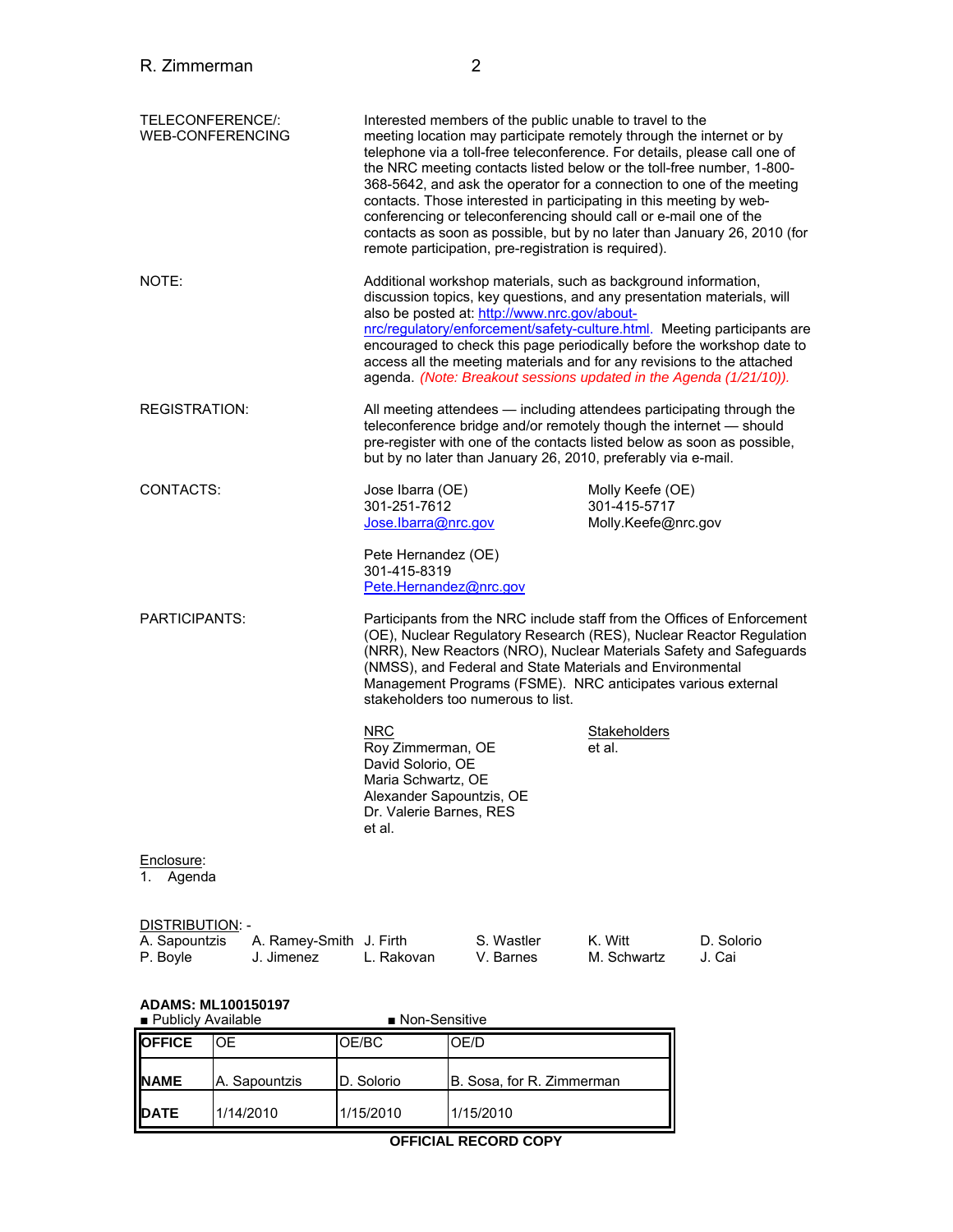**TELECONFERENCE/: WEB-CONFERENCING**

Interested members of the public unable to travel to the meeting location may participate remotely through the internet or by telephone via a toll-free teleconference. For details, please call one of the NRC meeting contacts listed below or the toll-free number, 1-800-368-5642, and ask the operator for a connection to one of the meeting contacts. Those interested in participating in this meeting by web-conferencing or teleconferencing should call or e-mail one of the contacts as soon as possible, but by no later than January 26, 2010 (for remote participation, pre-registration is required).

**NOTE:**

Additional workshop materials, such as background information, discussion topics, key questions, and any presentation materials, will also be posted at: http://www.nrc.gov/about-nrc/regulatory/enforcement/safety-culture.html. Meeting participants are encouraged to check this page periodically before the workshop date to access all the meeting materials and for any revisions to the attached agenda. *(Note: Breakout sessions updated in the Agenda (1/21/10)).*

**REGISTRATION:**

All meeting attendees — including attendees participating through the teleconference bridge and/or remotely though the internet — should pre-register with one of the contacts listed below as soon as possible, but by no later than January 26, 2010, preferably via e-mail.

**CONTACTS:**

Jose Ibarra (OE)
301-251-7612
Jose.Ibarra@nrc.gov

Molly Keefe (OE)
301-415-5717
Molly.Keefe@nrc.gov

Pete Hernandez (OE)
301-415-8319
Pete.Hernandez@nrc.gov

**PARTICIPANTS:**

Participants from the NRC include staff from the Offices of Enforcement (OE), Nuclear Regulatory Research (RES), Nuclear Reactor Regulation (NRR), New Reactors (NRO), Nuclear Materials Safety and Safeguards (NMSS), and Federal and State Materials and Environmental Management Programs (FSME). NRC anticipates various external stakeholders too numerous to list.

| NRC | Stakeholders |
|---|---|
| Roy Zimmerman, OE | et al. |
| David Solorio, OE | |
| Maria Schwartz, OE | |
| Alexander Sapountzis, OE | |
| Dr. Valerie Barnes, RES | |
| et al. | |

Enclosure:
1. Agenda

DISTRIBUTION: -

| | | | | | |
|---|---|---|---|---|---|
| A. Sapountzis | A. Ramey-Smith | J. Firth | S. Wastler | K. Witt | D. Solorio |
| P. Boyle | J. Jimenez | L. Rakovan | V. Barnes | M. Schwartz | J. Cai |

**ADAMS: ML100150197**
■ Publicly Available ■ Non-Sensitive

| **OFFICE** | OE | OE/BC | OE/D |
|---|---|---|---|
| **NAME** | A. Sapountzis | D. Solorio | B. Sosa, for R. Zimmerman |
| **DATE** | 1/14/2010 | 1/15/2010 | 1/15/2010 |

**OFFICIAL RECORD COPY**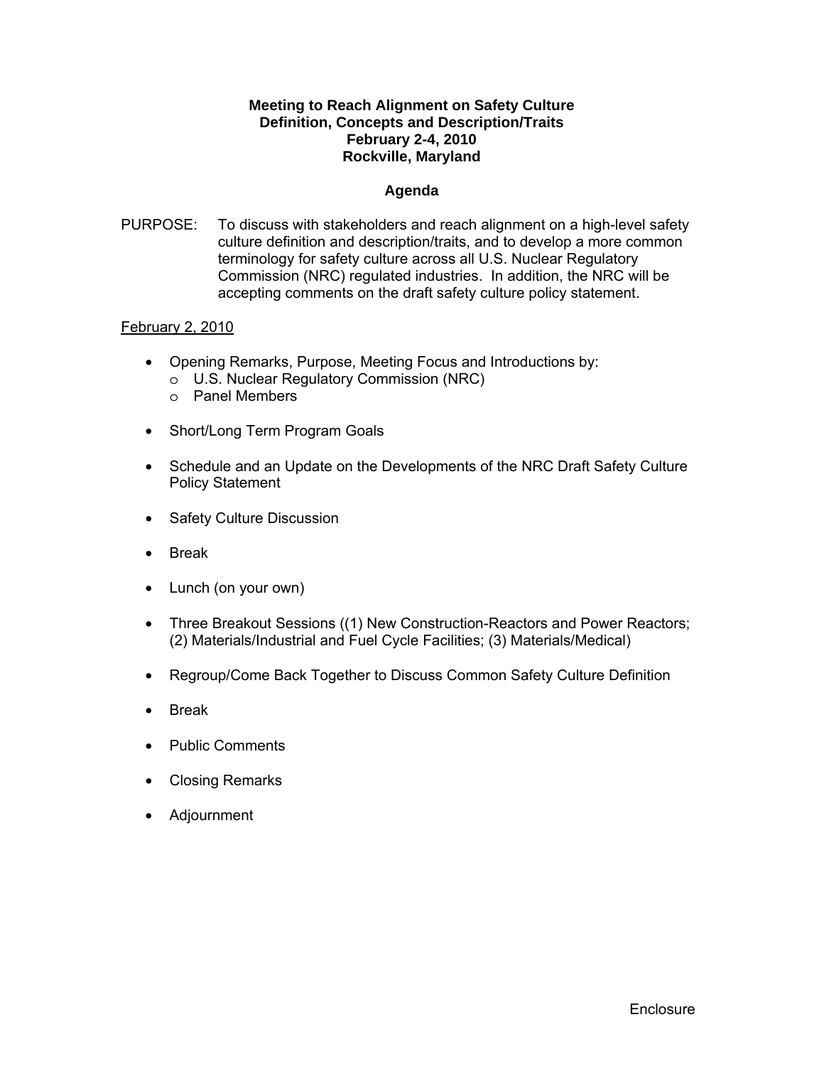**Meeting to Reach Alignment on Safety Culture**
**Definition, Concepts and Description/Traits**
**February 2-4, 2010**
**Rockville, Maryland**

**Agenda**

PURPOSE: To discuss with stakeholders and reach alignment on a high-level safety culture definition and description/traits, and to develop a more common terminology for safety culture across all U.S. Nuclear Regulatory Commission (NRC) regulated industries. In addition, the NRC will be accepting comments on the draft safety culture policy statement.

<u>February 2, 2010</u>

- Opening Remarks, Purpose, Meeting Focus and Introductions by:
  - U.S. Nuclear Regulatory Commission (NRC)
  - Panel Members
- Short/Long Term Program Goals
- Schedule and an Update on the Developments of the NRC Draft Safety Culture Policy Statement
- Safety Culture Discussion
- Break
- Lunch (on your own)
- Three Breakout Sessions ((1) New Construction-Reactors and Power Reactors; (2) Materials/Industrial and Fuel Cycle Facilities; (3) Materials/Medical)
- Regroup/Come Back Together to Discuss Common Safety Culture Definition
- Break
- Public Comments
- Closing Remarks
- Adjournment

Enclosure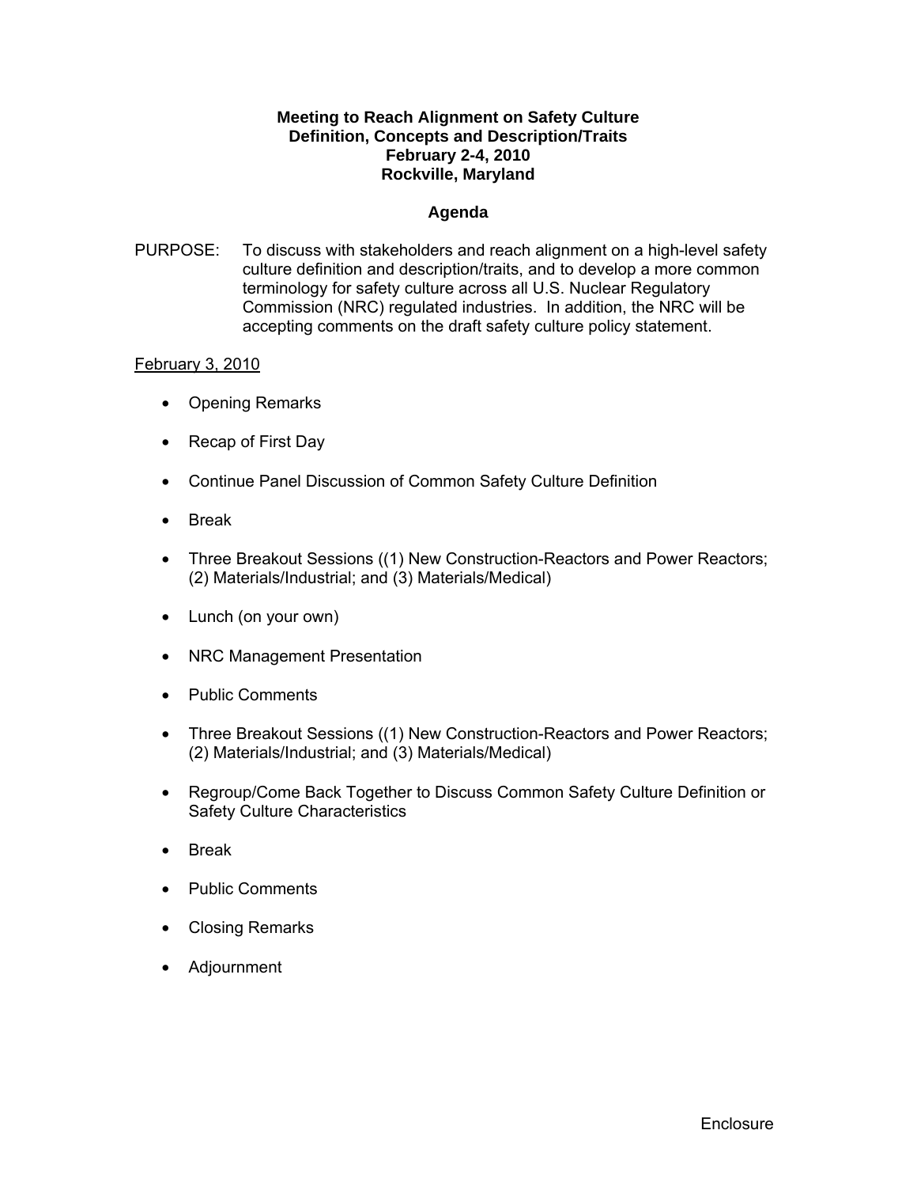**Meeting to Reach Alignment on Safety Culture**
**Definition, Concepts and Description/Traits**
**February 2-4, 2010**
**Rockville, Maryland**

**Agenda**

PURPOSE: To discuss with stakeholders and reach alignment on a high-level safety culture definition and description/traits, and to develop a more common terminology for safety culture across all U.S. Nuclear Regulatory Commission (NRC) regulated industries. In addition, the NRC will be accepting comments on the draft safety culture policy statement.

February 3, 2010

- Opening Remarks
- Recap of First Day
- Continue Panel Discussion of Common Safety Culture Definition
- Break
- Three Breakout Sessions ((1) New Construction-Reactors and Power Reactors; (2) Materials/Industrial; and (3) Materials/Medical)
- Lunch (on your own)
- NRC Management Presentation
- Public Comments
- Three Breakout Sessions ((1) New Construction-Reactors and Power Reactors; (2) Materials/Industrial; and (3) Materials/Medical)
- Regroup/Come Back Together to Discuss Common Safety Culture Definition or Safety Culture Characteristics
- Break
- Public Comments
- Closing Remarks
- Adjournment

Enclosure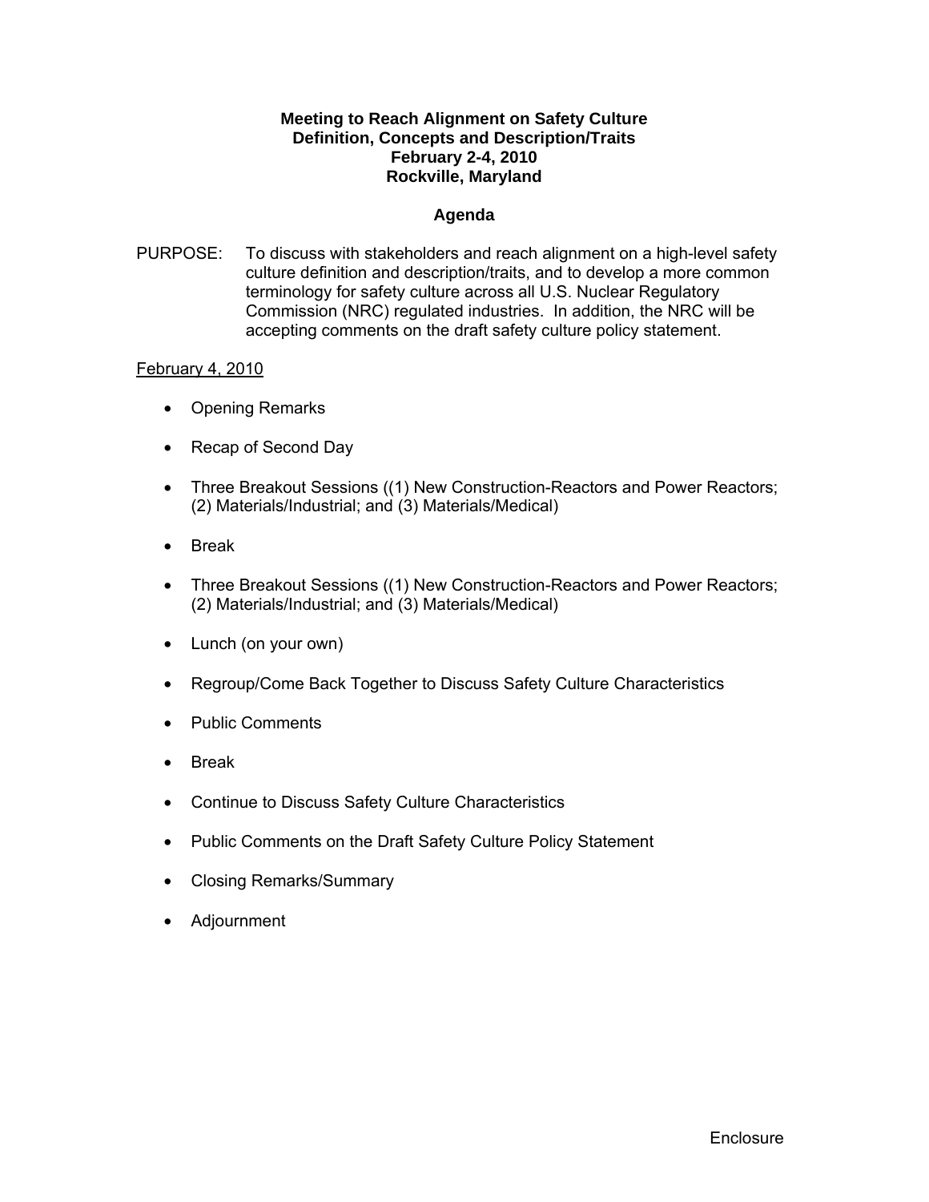**Meeting to Reach Alignment on Safety Culture**
**Definition, Concepts and Description/Traits**
**February 2-4, 2010**
**Rockville, Maryland**

**Agenda**

PURPOSE: To discuss with stakeholders and reach alignment on a high-level safety culture definition and description/traits, and to develop a more common terminology for safety culture across all U.S. Nuclear Regulatory Commission (NRC) regulated industries. In addition, the NRC will be accepting comments on the draft safety culture policy statement.

February 4, 2010

- Opening Remarks
- Recap of Second Day
- Three Breakout Sessions ((1) New Construction-Reactors and Power Reactors; (2) Materials/Industrial; and (3) Materials/Medical)
- Break
- Three Breakout Sessions ((1) New Construction-Reactors and Power Reactors; (2) Materials/Industrial; and (3) Materials/Medical)
- Lunch (on your own)
- Regroup/Come Back Together to Discuss Safety Culture Characteristics
- Public Comments
- Break
- Continue to Discuss Safety Culture Characteristics
- Public Comments on the Draft Safety Culture Policy Statement
- Closing Remarks/Summary
- Adjournment

Enclosure